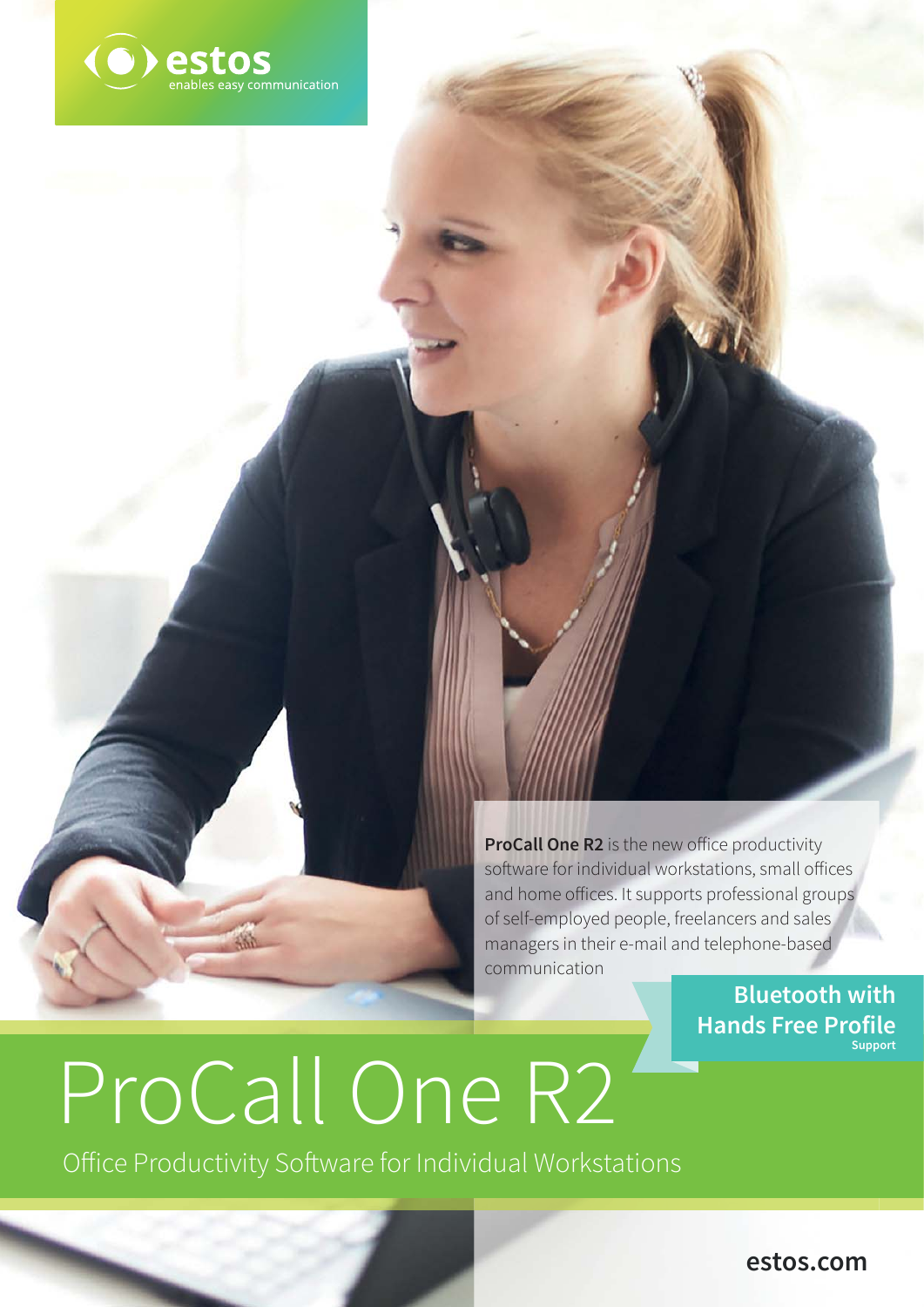estos
enables easy communication

**ProCall One R2** is the new office productivity software for individual workstations, small offices and home offices. It supports professional groups of self-employed people, freelancers and sales managers in their e-mail and telephone-based communication

**Bluetooth with Hands Free Profile Support**

# ProCall One R2

## Office Productivity Software for Individual Workstations

**estos.com**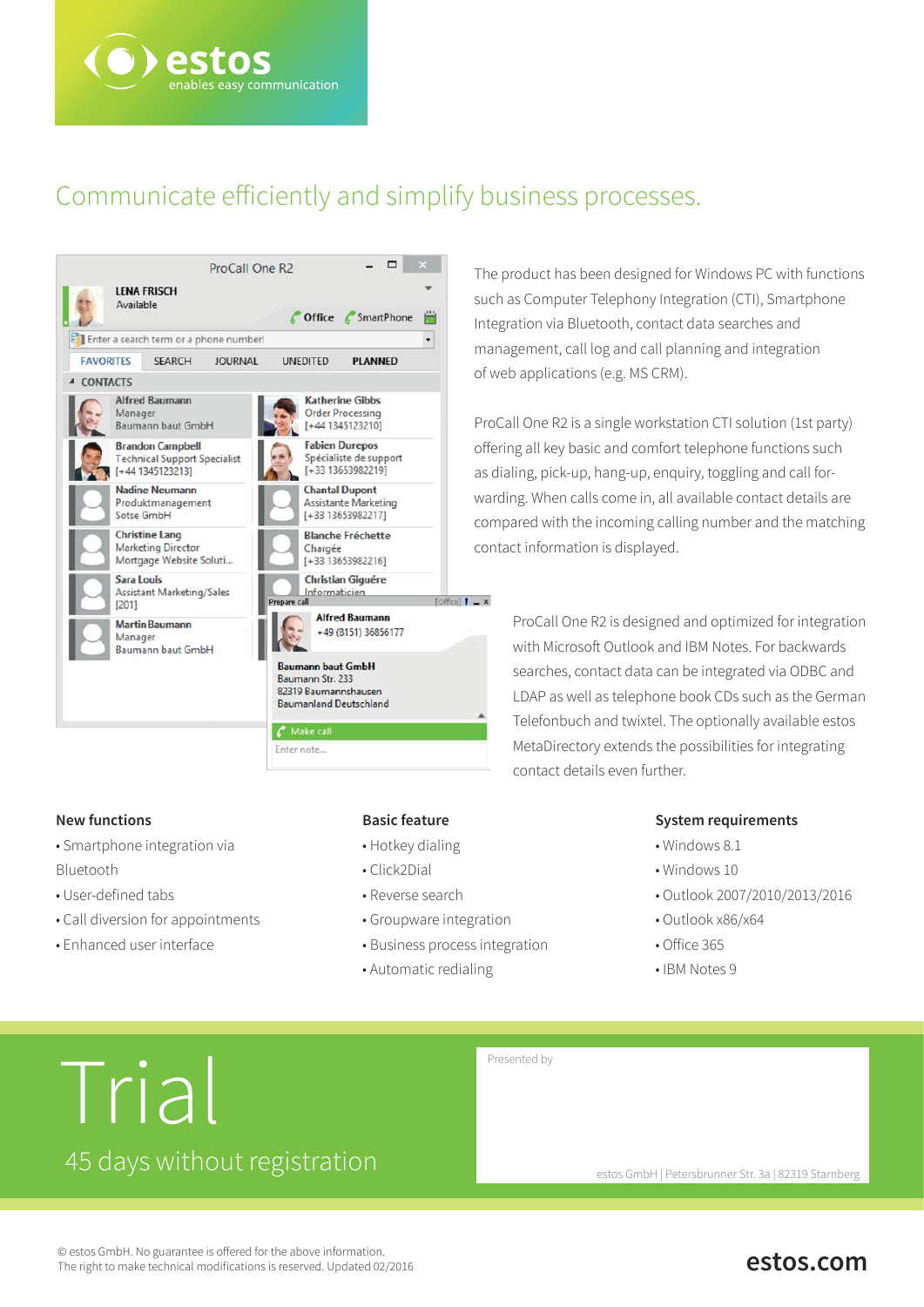estos
enables easy communication

# Communicate efficiently and simplify business processes.

The product has been designed for Windows PC with functions such as Computer Telephony Integration (CTI), Smartphone Integration via Bluetooth, contact data searches and management, call log and call planning and integration of web applications (e.g. MS CRM).

ProCall One R2 is a single workstation CTI solution (1st party) offering all key basic and comfort telephone functions such as dialing, pick-up, hang-up, enquiry, toggling and call forwarding. When calls come in, all available contact details are compared with the incoming calling number and the matching contact information is displayed.

ProCall One R2 is designed and optimized for integration with Microsoft Outlook and IBM Notes. For backwards searches, contact data can be integrated via ODBC and LDAP as well as telephone book CDs such as the German Telefonbuch and twixtel. The optionally available estos MetaDirectory extends the possibilities for integrating contact details even further.

### New functions

- Smartphone integration via Bluetooth
- User-defined tabs
- Call diversion for appointments
- Enhanced user interface

### Basic feature

- Hotkey dialing
- Click2Dial
- Reverse search
- Groupware integration
- Business process integration
- Automatic redialing

### System requirements

- Windows 8.1
- Windows 10
- Outlook 2007/2010/2013/2016
- Outlook x86/x64
- Office 365
- IBM Notes 9

# Trial

45 days without registration

Presented by

estos GmbH | Petersbrunner Str. 3a | 82319 Starnberg

© estos GmbH. No guarantee is offered for the above information.
The right to make technical modifications is reserved. Updated 02/2016

estos.com